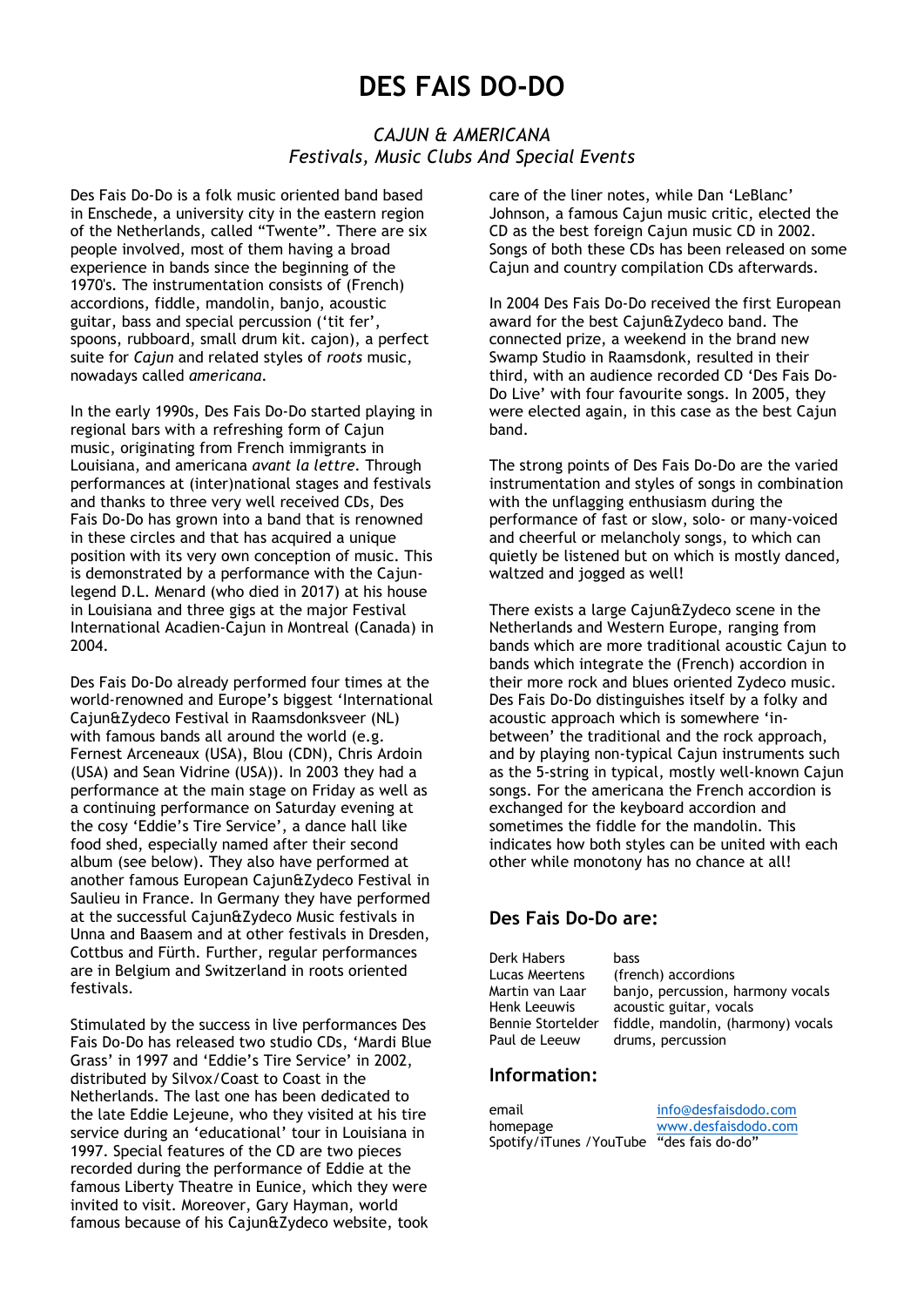# DES FAIS DO-DO

*CAJUN & AMERICANA*
*Festivals, Music Clubs And Special Events*

Des Fais Do-Do is a folk music oriented band based in Enschede, a university city in the eastern region of the Netherlands, called "Twente". There are six people involved, most of them having a broad experience in bands since the beginning of the 1970's. The instrumentation consists of (French) accordions, fiddle, mandolin, banjo, acoustic guitar, bass and special percussion ('tit fer', spoons, rubboard, small drum kit. cajon), a perfect suite for *Cajun* and related styles of *roots* music, nowadays called *americana*.

In the early 1990s, Des Fais Do-Do started playing in regional bars with a refreshing form of Cajun music, originating from French immigrants in Louisiana, and americana *avant la lettre*. Through performances at (inter)national stages and festivals and thanks to three very well received CDs, Des Fais Do-Do has grown into a band that is renowned in these circles and that has acquired a unique position with its very own conception of music. This is demonstrated by a performance with the Cajun-legend D.L. Menard (who died in 2017) at his house in Louisiana and three gigs at the major Festival International Acadien-Cajun in Montreal (Canada) in 2004.

Des Fais Do-Do already performed four times at the world-renowned and Europe's biggest 'International Cajun&Zydeco Festival in Raamsdonksveer (NL) with famous bands all around the world (e.g. Fernest Arceneaux (USA), Blou (CDN), Chris Ardoin (USA) and Sean Vidrine (USA)). In 2003 they had a performance at the main stage on Friday as well as a continuing performance on Saturday evening at the cosy 'Eddie's Tire Service', a dance hall like food shed, especially named after their second album (see below). They also have performed at another famous European Cajun&Zydeco Festival in Saulieu in France. In Germany they have performed at the successful Cajun&Zydeco Music festivals in Unna and Baasem and at other festivals in Dresden, Cottbus and Fürth. Further, regular performances are in Belgium and Switzerland in roots oriented festivals.

Stimulated by the success in live performances Des Fais Do-Do has released two studio CDs, 'Mardi Blue Grass' in 1997 and 'Eddie's Tire Service' in 2002, distributed by Silvox/Coast to Coast in the Netherlands. The last one has been dedicated to the late Eddie Lejeune, who they visited at his tire service during an 'educational' tour in Louisiana in 1997. Special features of the CD are two pieces recorded during the performance of Eddie at the famous Liberty Theatre in Eunice, which they were invited to visit. Moreover, Gary Hayman, world famous because of his Cajun&Zydeco website, took care of the liner notes, while Dan 'LeBlanc' Johnson, a famous Cajun music critic, elected the CD as the best foreign Cajun music CD in 2002. Songs of both these CDs has been released on some Cajun and country compilation CDs afterwards.

In 2004 Des Fais Do-Do received the first European award for the best Cajun&Zydeco band. The connected prize, a weekend in the brand new Swamp Studio in Raamsdonk, resulted in their third, with an audience recorded CD 'Des Fais Do-Do Live' with four favourite songs. In 2005, they were elected again, in this case as the best Cajun band.

The strong points of Des Fais Do-Do are the varied instrumentation and styles of songs in combination with the unflagging enthusiasm during the performance of fast or slow, solo- or many-voiced and cheerful or melancholy songs, to which can quietly be listened but on which is mostly danced, waltzed and jogged as well!

There exists a large Cajun&Zydeco scene in the Netherlands and Western Europe, ranging from bands which are more traditional acoustic Cajun to bands which integrate the (French) accordion in their more rock and blues oriented Zydeco music. Des Fais Do-Do distinguishes itself by a folky and acoustic approach which is somewhere 'in-between' the traditional and the rock approach, and by playing non-typical Cajun instruments such as the 5-string in typical, mostly well-known Cajun songs. For the americana the French accordion is exchanged for the keyboard accordion and sometimes the fiddle for the mandolin. This indicates how both styles can be united with each other while monotony has no chance at all!

## Des Fais Do-Do are:

| | |
|---|---|
| Derk Habers | bass |
| Lucas Meertens | (french) accordions |
| Martin van Laar | banjo, percussion, harmony vocals |
| Henk Leeuwis | acoustic guitar, vocals |
| Bennie Stortelder | fiddle, mandolin, (harmony) vocals |
| Paul de Leeuw | drums, percussion |

## Information:

| | |
|---|---|
| email | info@desfaisdodo.com |
| homepage | www.desfaisdodo.com |
| Spotify/iTunes /YouTube | "des fais do-do" |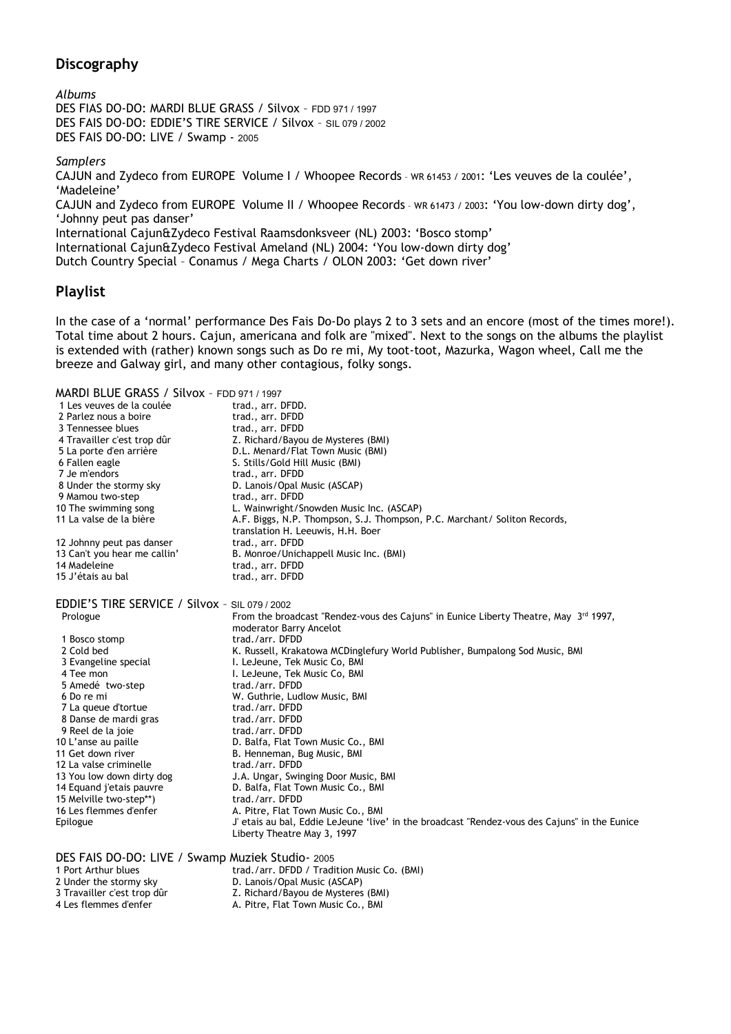## Discography

*Albums*

DES FIAS DO-DO: MARDI BLUE GRASS / Silvox – FDD 971 / 1997
DES FAIS DO-DO: EDDIE'S TIRE SERVICE / Silvox – SIL 079 / 2002
DES FAIS DO-DO: LIVE / Swamp - 2005

*Samplers*

CAJUN and Zydeco from EUROPE Volume I / Whoopee Records – WR 61453 / 2001: 'Les veuves de la coulée', 'Madeleine'
CAJUN and Zydeco from EUROPE Volume II / Whoopee Records – WR 61473 / 2003: 'You low-down dirty dog', 'Johnny peut pas danser'
International Cajun&Zydeco Festival Raamsdonksveer (NL) 2003: 'Bosco stomp'
International Cajun&Zydeco Festival Ameland (NL) 2004: 'You low-down dirty dog'
Dutch Country Special – Conamus / Mega Charts / OLON 2003: 'Get down river'

## Playlist

In the case of a 'normal' performance Des Fais Do-Do plays 2 to 3 sets and an encore (most of the times more!). Total time about 2 hours. Cajun, americana and folk are "mixed". Next to the songs on the albums the playlist is extended with (rather) known songs such as Do re mi, My toot-toot, Mazurka, Wagon wheel, Call me the breeze and Galway girl, and many other contagious, folky songs.

MARDI BLUE GRASS / Silvox – FDD 971 / 1997

| | |
|---|---|
| 1 Les veuves de la coulée | trad., arr. DFDD. |
| 2 Parlez nous a boire | trad., arr. DFDD |
| 3 Tennessee blues | trad., arr. DFDD |
| 4 Travailler c'est trop dûr | Z. Richard/Bayou de Mysteres (BMI) |
| 5 La porte d'en arrière | D.L. Menard/Flat Town Music (BMI) |
| 6 Fallen eagle | S. Stills/Gold Hill Music (BMI) |
| 7 Je m'endors | trad., arr. DFDD |
| 8 Under the stormy sky | D. Lanois/Opal Music (ASCAP) |
| 9 Mamou two-step | trad., arr. DFDD |
| 10 The swimming song | L. Wainwright/Snowden Music Inc. (ASCAP) |
| 11 La valse de la bière | A.F. Biggs, N.P. Thompson, S.J. Thompson, P.C. Marchant/ Soliton Records, translation H. Leeuwis, H.H. Boer |
| 12 Johnny peut pas danser | trad., arr. DFDD |
| 13 Can't you hear me callin' | B. Monroe/Unichappell Music Inc. (BMI) |
| 14 Madeleine | trad., arr. DFDD |
| 15 J'étais au bal | trad., arr. DFDD |

EDDIE'S TIRE SERVICE / Silvox – SIL 079 / 2002

| | |
|---|---|
| Prologue | From the broadcast "Rendez-vous des Cajuns" in Eunice Liberty Theatre, May 3rd 1997, moderator Barry Ancelot |
| 1 Bosco stomp | trad./arr. DFDD |
| 2 Cold bed | K. Russell, Krakatowa MCDinglefury World Publisher, Bumpalong Sod Music, BMI |
| 3 Evangeline special | I. LeJeune, Tek Music Co, BMI |
| 4 Tee mon | I. LeJeune, Tek Music Co, BMI |
| 5 Amedé two-step | trad./arr. DFDD |
| 6 Do re mi | W. Guthrie, Ludlow Music, BMI |
| 7 La queue d'tortue | trad./arr. DFDD |
| 8 Danse de mardi gras | trad./arr. DFDD |
| 9 Reel de la joie | trad./arr. DFDD |
| 10 L'anse au paille | D. Balfa, Flat Town Music Co., BMI |
| 11 Get down river | B. Henneman, Bug Music, BMI |
| 12 La valse criminelle | trad./arr. DFDD |
| 13 You low down dirty dog | J.A. Ungar, Swinging Door Music, BMI |
| 14 Equand j'etais pauvre | D. Balfa, Flat Town Music Co., BMI |
| 15 Melville two-step**) | trad./arr. DFDD |
| 16 Les flemmes d'enfer | A. Pitre, Flat Town Music Co., BMI |
| Epilogue | J' etais au bal, Eddie LeJeune 'live' in the broadcast "Rendez-vous des Cajuns" in the Eunice Liberty Theatre May 3, 1997 |

DES FAIS DO-DO: LIVE / Swamp Muziek Studio- 2005

| | |
|---|---|
| 1 Port Arthur blues | trad./arr. DFDD / Tradition Music Co. (BMI) |
| 2 Under the stormy sky | D. Lanois/Opal Music (ASCAP) |
| 3 Travailler c'est trop dûr | Z. Richard/Bayou de Mysteres (BMI) |
| 4 Les flemmes d'enfer | A. Pitre, Flat Town Music Co., BMI |